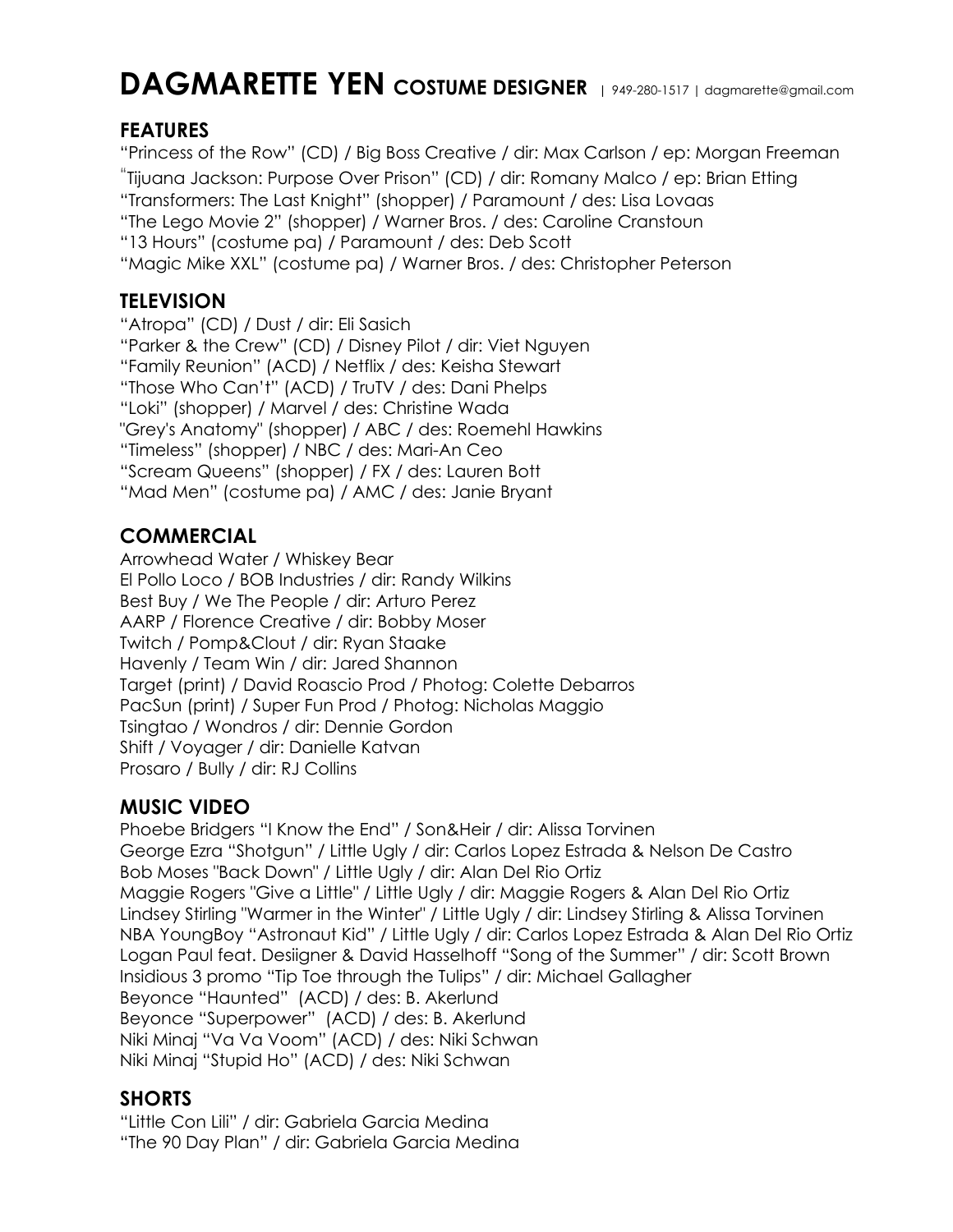# DAGMARETTE YEN COSTUME DESIGNER | 949-280-1517 | dagmarette@gmail.com

## FEATURES

"Princess of the Row" (CD) / Big Boss Creative / dir: Max Carlson / ep: Morgan Freeman
"Tijuana Jackson: Purpose Over Prison" (CD) / dir: Romany Malco / ep: Brian Etting
"Transformers: The Last Knight" (shopper) / Paramount / des: Lisa Lovaas
"The Lego Movie 2" (shopper) / Warner Bros. / des: Caroline Cranstoun
"13 Hours" (costume pa) / Paramount / des: Deb Scott
"Magic Mike XXL" (costume pa) / Warner Bros. / des: Christopher Peterson

## TELEVISION

"Atropa" (CD) / Dust / dir: Eli Sasich
"Parker & the Crew" (CD) / Disney Pilot / dir: Viet Nguyen
"Family Reunion" (ACD) / Netflix / des: Keisha Stewart
"Those Who Can't" (ACD) / TruTV / des: Dani Phelps
"Loki" (shopper) / Marvel / des: Christine Wada
"Grey's Anatomy" (shopper) / ABC / des: Roemehl Hawkins
"Timeless" (shopper) / NBC / des: Mari-An Ceo
"Scream Queens" (shopper) / FX / des: Lauren Bott
"Mad Men" (costume pa) / AMC / des: Janie Bryant

## COMMERCIAL

Arrowhead Water / Whiskey Bear
El Pollo Loco / BOB Industries / dir: Randy Wilkins
Best Buy / We The People / dir: Arturo Perez
AARP / Florence Creative / dir: Bobby Moser
Twitch / Pomp&Clout / dir: Ryan Staake
Havenly / Team Win / dir: Jared Shannon
Target (print) / David Roascio Prod / Photog: Colette Debarros
PacSun (print) / Super Fun Prod / Photog: Nicholas Maggio
Tsingtao / Wondros / dir: Dennie Gordon
Shift / Voyager / dir: Danielle Katvan
Prosaro / Bully / dir: RJ Collins

## MUSIC VIDEO

Phoebe Bridgers "I Know the End" / Son&Heir / dir: Alissa Torvinen
George Ezra "Shotgun" / Little Ugly / dir: Carlos Lopez Estrada & Nelson De Castro
Bob Moses "Back Down" / Little Ugly / dir: Alan Del Rio Ortiz
Maggie Rogers "Give a Little" / Little Ugly / dir: Maggie Rogers & Alan Del Rio Ortiz
Lindsey Stirling "Warmer in the Winter" / Little Ugly / dir: Lindsey Stirling & Alissa Torvinen
NBA YoungBoy "Astronaut Kid" / Little Ugly / dir: Carlos Lopez Estrada & Alan Del Rio Ortiz
Logan Paul feat. Desiigner & David Hasselhoff "Song of the Summer" / dir: Scott Brown
Insidious 3 promo "Tip Toe through the Tulips" / dir: Michael Gallagher
Beyonce "Haunted" (ACD) / des: B. Akerlund
Beyonce "Superpower" (ACD) / des: B. Akerlund
Niki Minaj "Va Va Voom" (ACD) / des: Niki Schwan
Niki Minaj "Stupid Ho" (ACD) / des: Niki Schwan

## SHORTS

"Little Con Lili" / dir: Gabriela Garcia Medina
"The 90 Day Plan" / dir: Gabriela Garcia Medina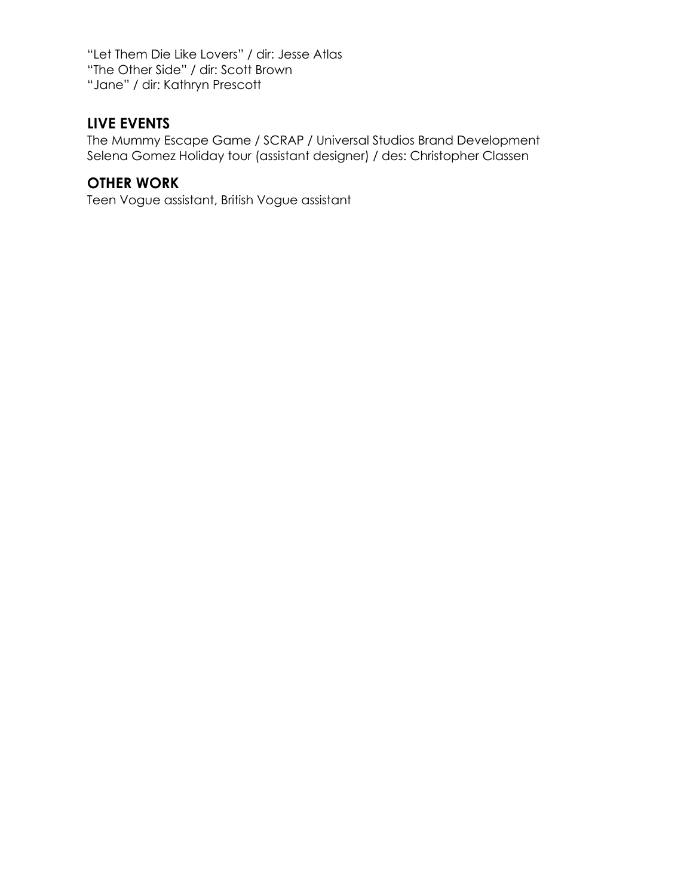"Let Them Die Like Lovers" / dir: Jesse Atlas
"The Other Side" / dir: Scott Brown
"Jane" / dir: Kathryn Prescott

## LIVE EVENTS

The Mummy Escape Game / SCRAP / Universal Studios Brand Development
Selena Gomez Holiday tour (assistant designer) / des: Christopher Classen

## OTHER WORK

Teen Vogue assistant, British Vogue assistant